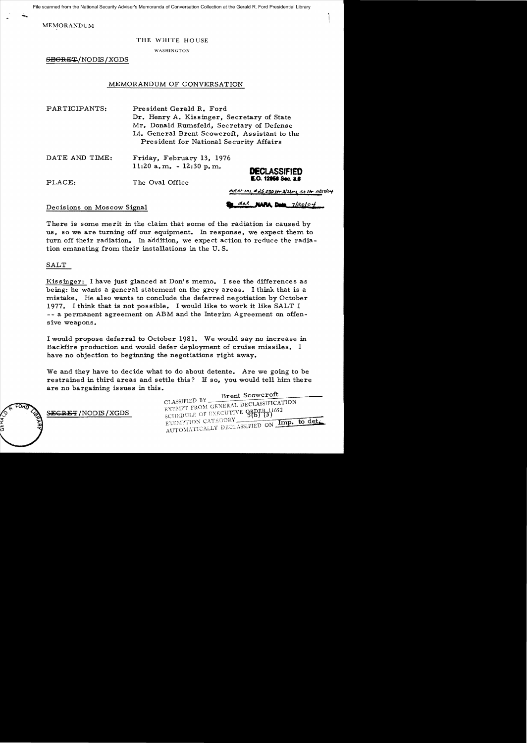File scanned from the National Security Adviser's Memoranda of Conversation Collection at the Gerald R. Ford Presidential Library

MEMORANDUM

THE WHITE HOUSE

WASHINGTON

~~SECRET~~/NODIS/XGDS

## MEMORANDUM OF CONVERSATION

PARTICIPANTS: President Gerald R. Ford
Dr. Henry A. Kissinger, Secretary of State
Mr. Donald Rumsfeld, Secretary of Defense
Lt. General Brent Scowcroft, Assistant to the President for National Security Affairs

DATE AND TIME: Friday, February 13, 1976
11:20 a.m. - 12:30 p.m.

PLACE: The Oval Office

**DECLASSIFIED**
**E.O. 12958 Sec. 3.5**
MR 01-101, #25 OSD ltr 3/2/04, St ltr 11/27/04
By dal NARA, Date 7/20/04

Decisions on Moscow Signal

There is some merit in the claim that some of the radiation is caused by us, so we are turning off our equipment. In response, we expect them to turn off their radiation. In addition, we expect action to reduce the radiation emanating from their installations in the U.S.

SALT

Kissinger: I have just glanced at Don's memo. I see the differences as being: he wants a general statement on the grey areas. I think that is a mistake. He also wants to conclude the deferred negotiation by October 1977. I think that is not possible. I would like to work it like SALT I -- a permanent agreement on ABM and the Interim Agreement on offensive weapons.

I would propose deferral to October 1981. We would say no increase in Backfire production and would defer deployment of cruise missiles. I have no objection to beginning the negotiations right away.

We and they have to decide what to do about detente. Are we going to be restrained in third areas and settle this? If so, you would tell him there are no bargaining issues in this.

~~SECRET~~/NODIS/XGDS

CLASSIFIED BY Brent Scowcroft
EXEMPT FROM GENERAL DECLASSIFICATION SCHEDULE OF EXECUTIVE ORDER 11652
EXEMPTION CATEGORY 5(b) (3)
AUTOMATICALLY DECLASSIFIED ON Imp. to det.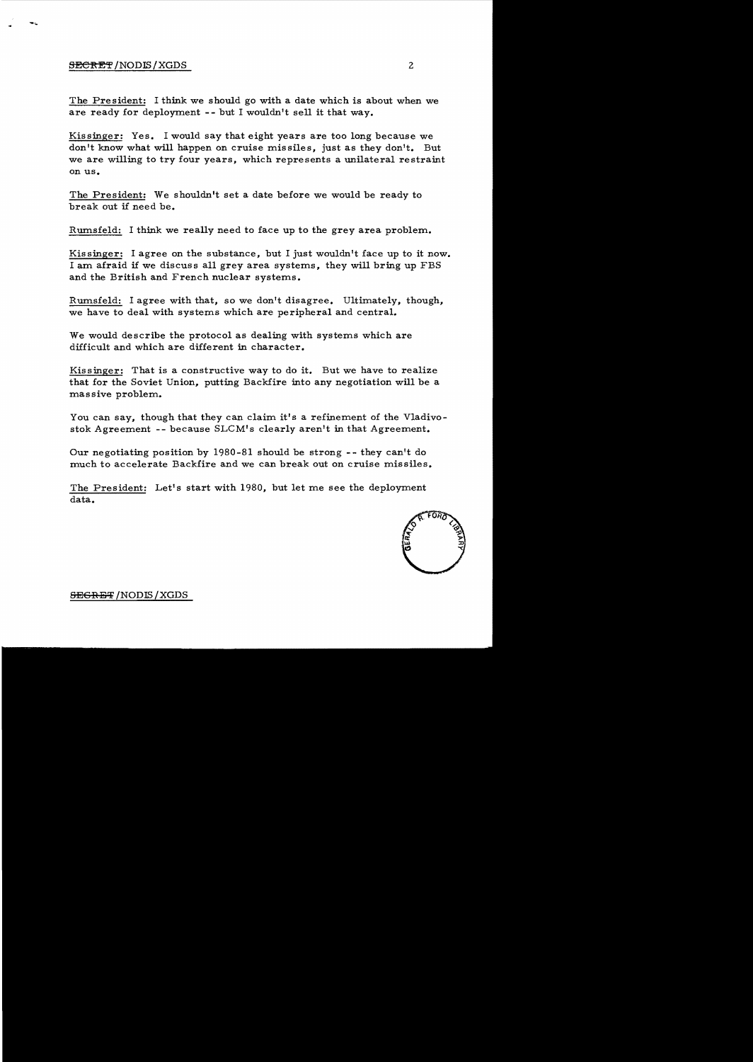The President: I think we should go with a date which is about when we are ready for deployment -- but I wouldn't sell it that way.

Kissinger: Yes. I would say that eight years are too long because we don't know what will happen on cruise missiles, just as they don't. But we are willing to try four years, which represents a unilateral restraint on us.

The President: We shouldn't set a date before we would be ready to break out if need be.

Rumsfeld: I think we really need to face up to the grey area problem.

Kissinger: I agree on the substance, but I just wouldn't face up to it now. I am afraid if we discuss all grey area systems, they will bring up FBS and the British and French nuclear systems.

Rumsfeld: I agree with that, so we don't disagree. Ultimately, though, we have to deal with systems which are peripheral and central.

We would describe the protocol as dealing with systems which are difficult and which are different in character.

Kissinger: That is a constructive way to do it. But we have to realize that for the Soviet Union, putting Backfire into any negotiation will be a massive problem.

You can say, though that they can claim it's a refinement of the Vladivostok Agreement -- because SLCM's clearly aren't in that Agreement.

Our negotiating position by 1980-81 should be strong -- they can't do much to accelerate Backfire and we can break out on cruise missiles.

The President: Let's start with 1980, but let me see the deployment data.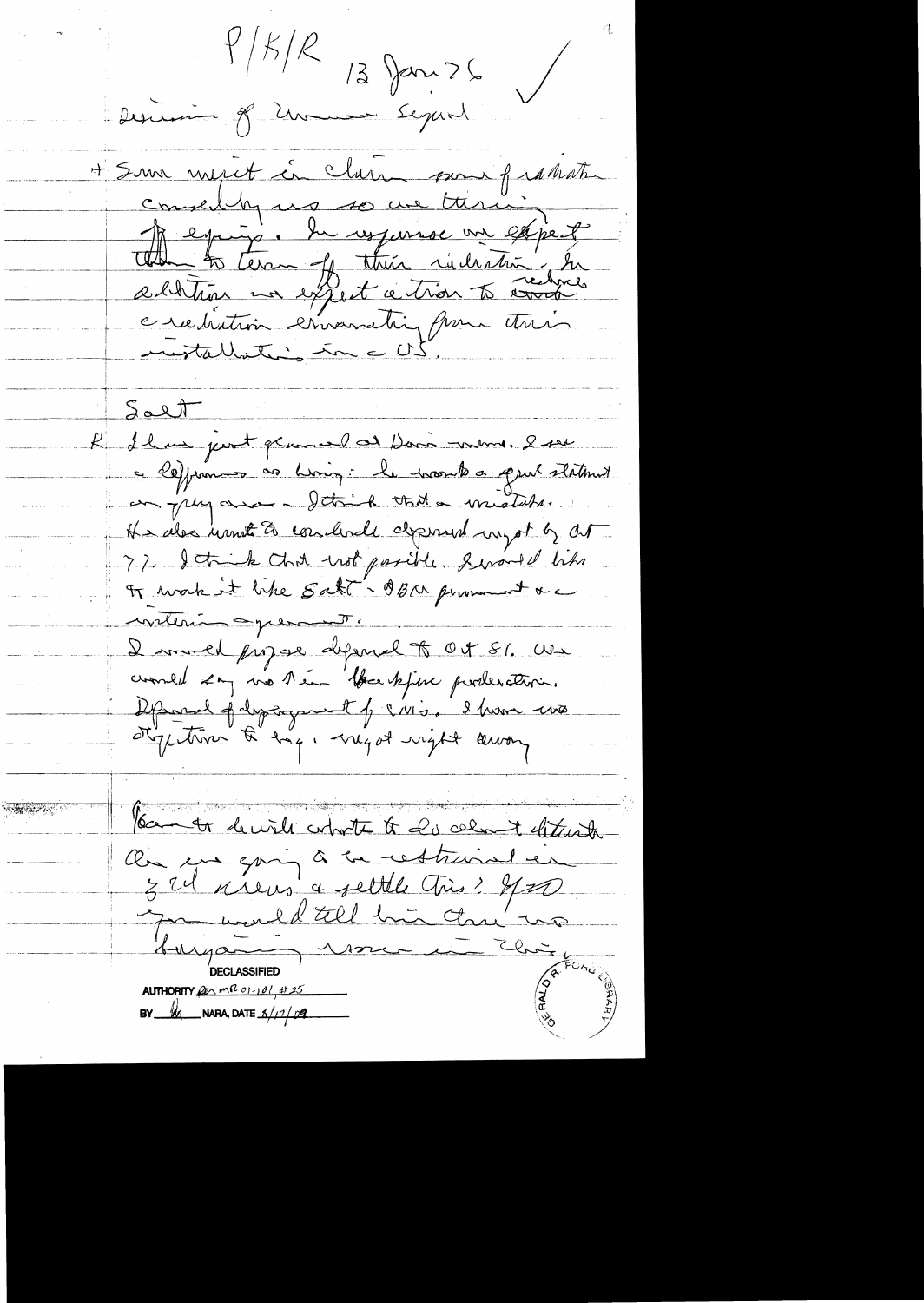P/K/R 13 Jan 76

Disruption of Moscow Signal

+ Some merit in claim some of radiation caused by us so we turning it off. In response we expect them to turn off their radiation. In addition we expect action to reduce radiation emanating from their installation in US.

SALT

K I have just glanced at Doni memo. I see a difference on timing: he wants a joint statement on Geneva proposal — I think that a mistake. He also wants to conclude deferred ones by Oct 77. I think that not possible. I would like to make it like SALT — SBM proposal & interim agreement.

I would propose deferral to Oct 81. We would say no 1 in Backfire production. Deferral of deployment of CMs. I have no objection to say, maybe might be wrong.

Can to decide what to do about Ditech. Are we going to be restrained in 3rd areas & settle this? If so, you would tell him there no bargaining room in this.

DECLASSIFIED
AUTHORITY per MR 01-101, #25
BY ___ NARA, DATE 5/17/04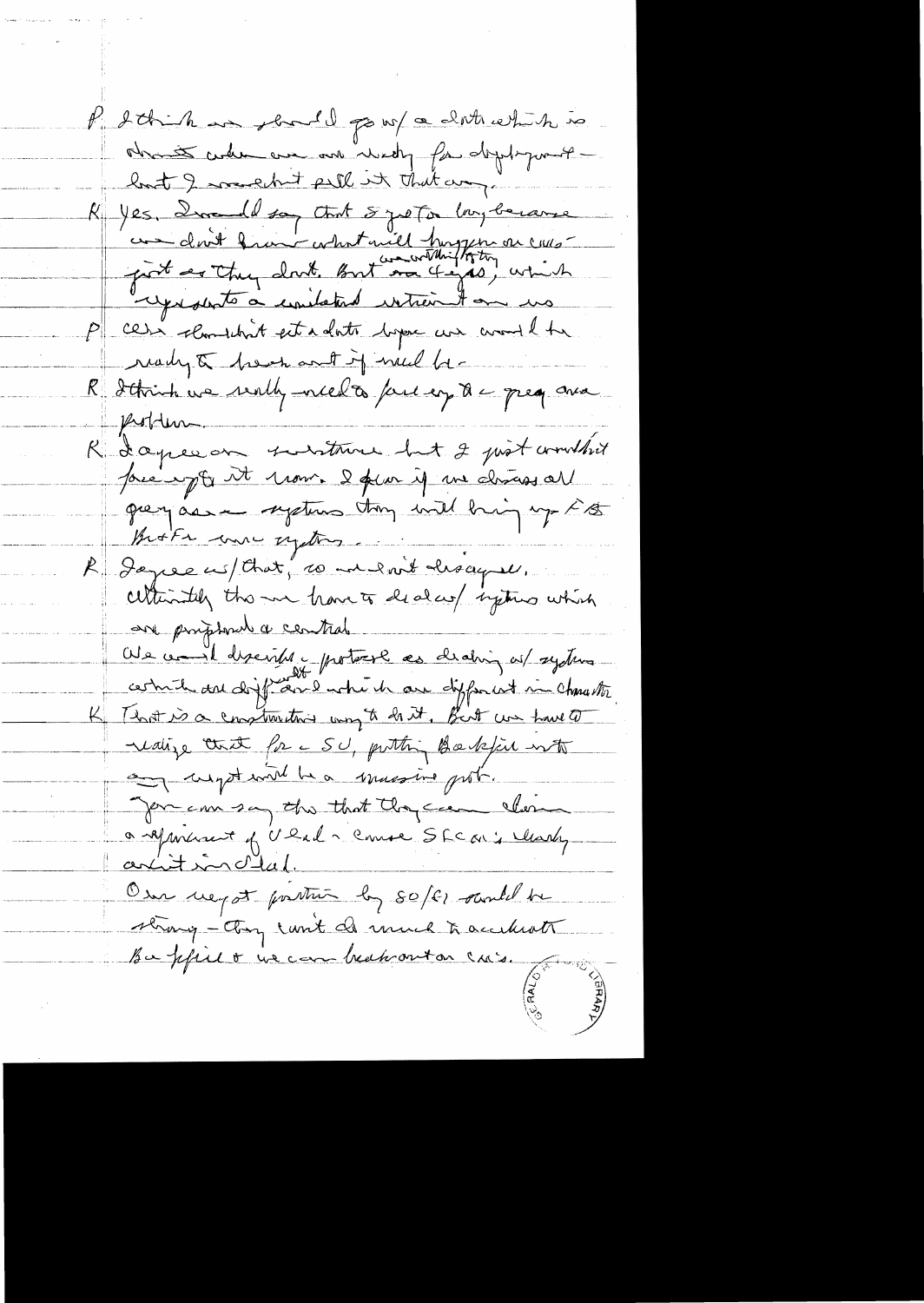P I think we should go w/ a date which is about when we are ready for deployment — but I wouldn't pull it that way.

K Yes. I would say that SU goes too long because we don't know what will happen on cruise just as they don't. But we are willing to try, which represents a unilateral restraint on us.

P Cease-fire but set a date beyond which we would be ready to breakout if need be.

R I think we really need to face up to a grey area problem.

K I agree on substance but I just wouldn't face up to it now. I fear if we discuss all grey area systems they will bring up FBS Br & Fr more systems.

R I agree w/ that, so we don't disagree. Ultimately though we have to deal w/ systems which are peripheral & central. We could describe protocol as dealing w/ systems which are different and which are different in character.

K That is a constructive way to do it. But we have to realize that for SU, putting Backfire into any agreement will be a massive problem. You can say this that they can claim agreement of Vlad ~ cruise SLCMs clearly aren't included. Our negot position by 80/81 would be strong — they can't do much to accelerate Backfire & we can break out on CMs.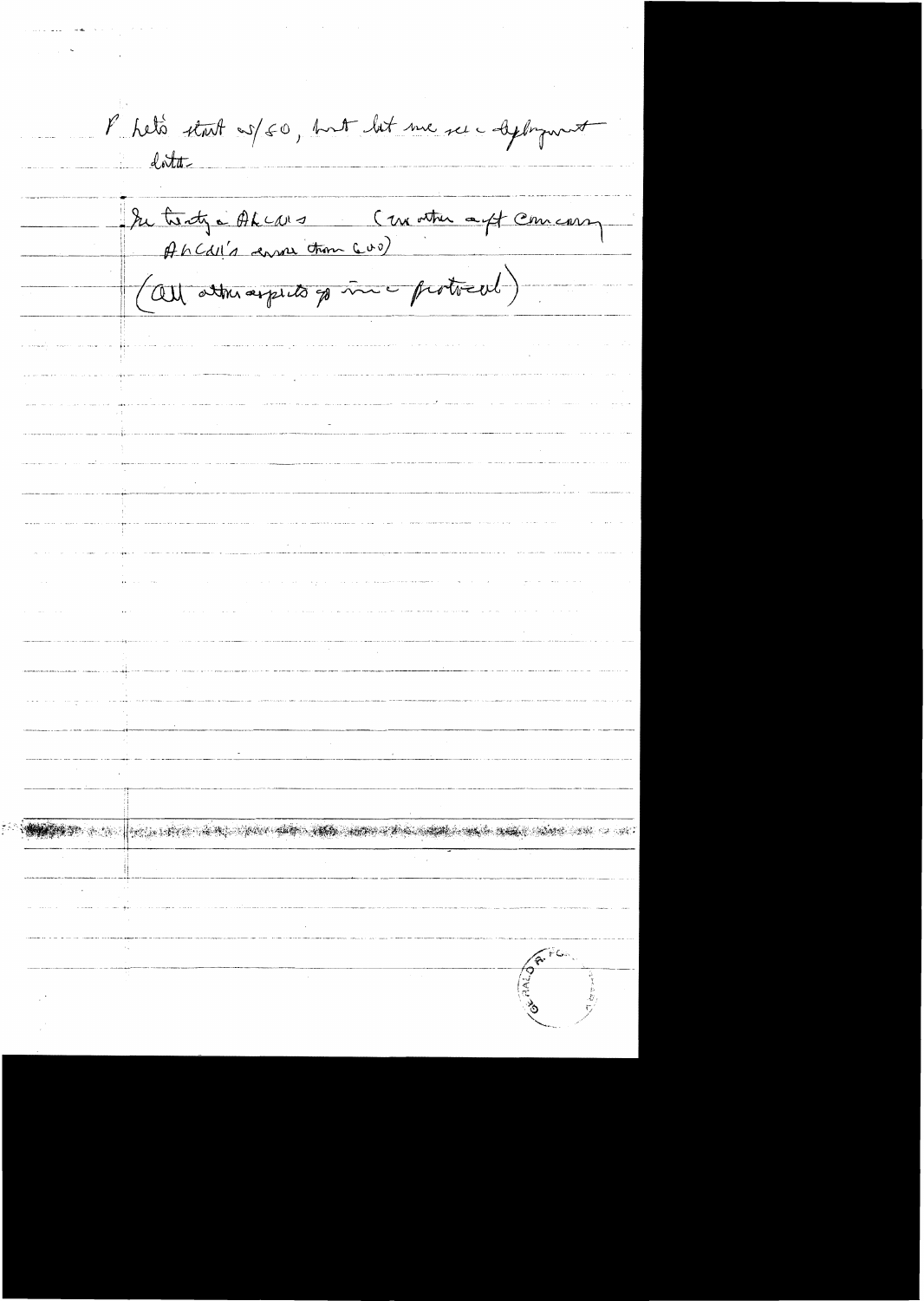P Let's start w/ SO, but let me see deployment data

In treaty - ALCM's (no other aft concern ALCM's more than 600)

(All other aspects go in protocol)